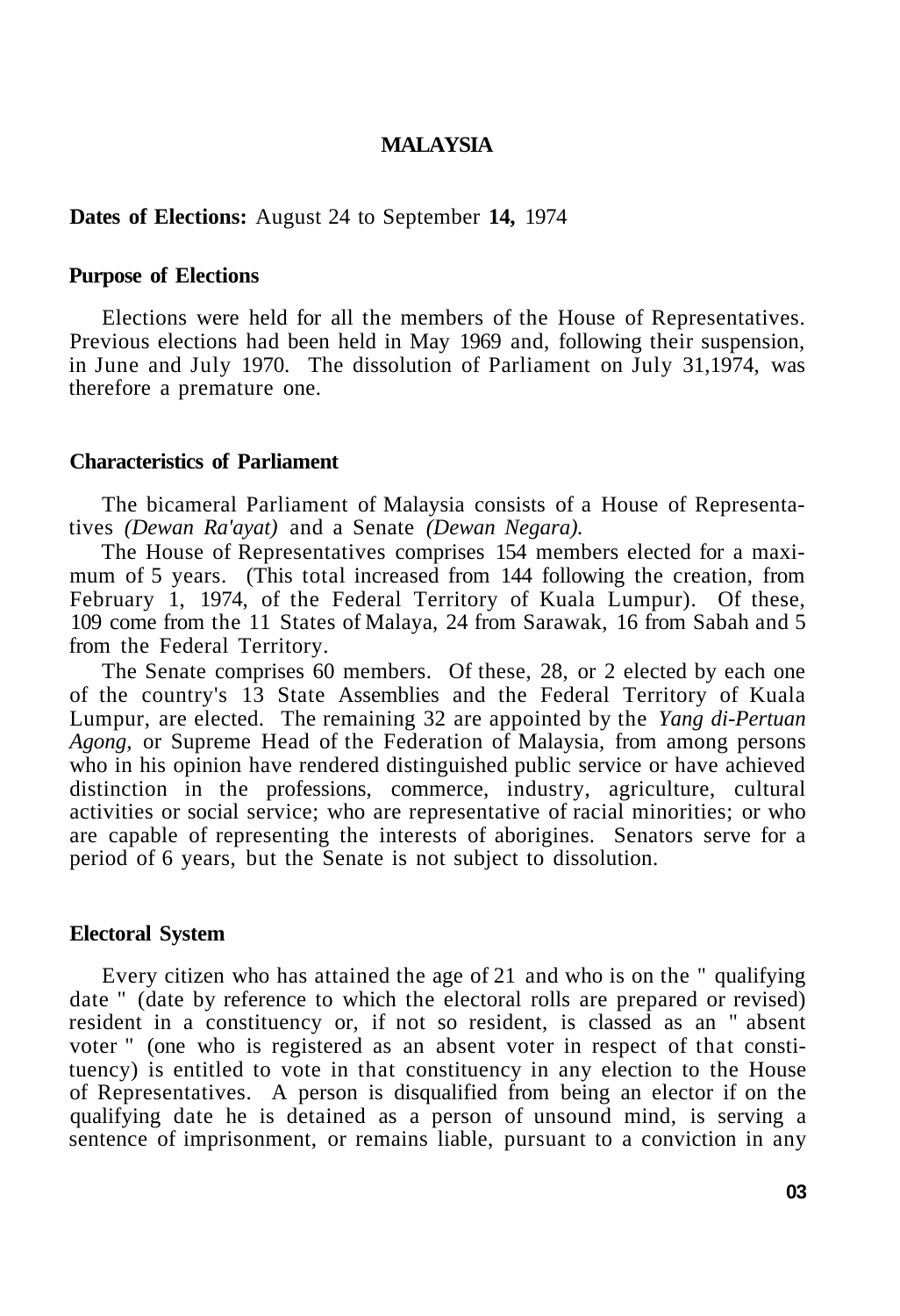# MALAYSIA

**Dates of Elections:** August 24 to September **14,** 1974

## Purpose of Elections

Elections were held for all the members of the House of Representatives. Previous elections had been held in May 1969 and, following their suspension, in June and July 1970. The dissolution of Parliament on July 31,1974, was therefore a premature one.

## Characteristics of Parliament

The bicameral Parliament of Malaysia consists of a House of Representatives *(Dewan Ra'ayat)* and a Senate *(Dewan Negara).*

The House of Representatives comprises 154 members elected for a maximum of 5 years. (This total increased from 144 following the creation, from February 1, 1974, of the Federal Territory of Kuala Lumpur). Of these, 109 come from the 11 States of Malaya, 24 from Sarawak, 16 from Sabah and 5 from the Federal Territory.

The Senate comprises 60 members. Of these, 28, or 2 elected by each one of the country's 13 State Assemblies and the Federal Territory of Kuala Lumpur, are elected. The remaining 32 are appointed by the *Yang di-Pertuan Agong,* or Supreme Head of the Federation of Malaysia, from among persons who in his opinion have rendered distinguished public service or have achieved distinction in the professions, commerce, industry, agriculture, cultural activities or social service; who are representative of racial minorities; or who are capable of representing the interests of aborigines. Senators serve for a period of 6 years, but the Senate is not subject to dissolution.

## Electoral System

Every citizen who has attained the age of 21 and who is on the " qualifying date " (date by reference to which the electoral rolls are prepared or revised) resident in a constituency or, if not so resident, is classed as an " absent voter " (one who is registered as an absent voter in respect of that constituency) is entitled to vote in that constituency in any election to the House of Representatives. A person is disqualified from being an elector if on the qualifying date he is detained as a person of unsound mind, is serving a sentence of imprisonment, or remains liable, pursuant to a conviction in any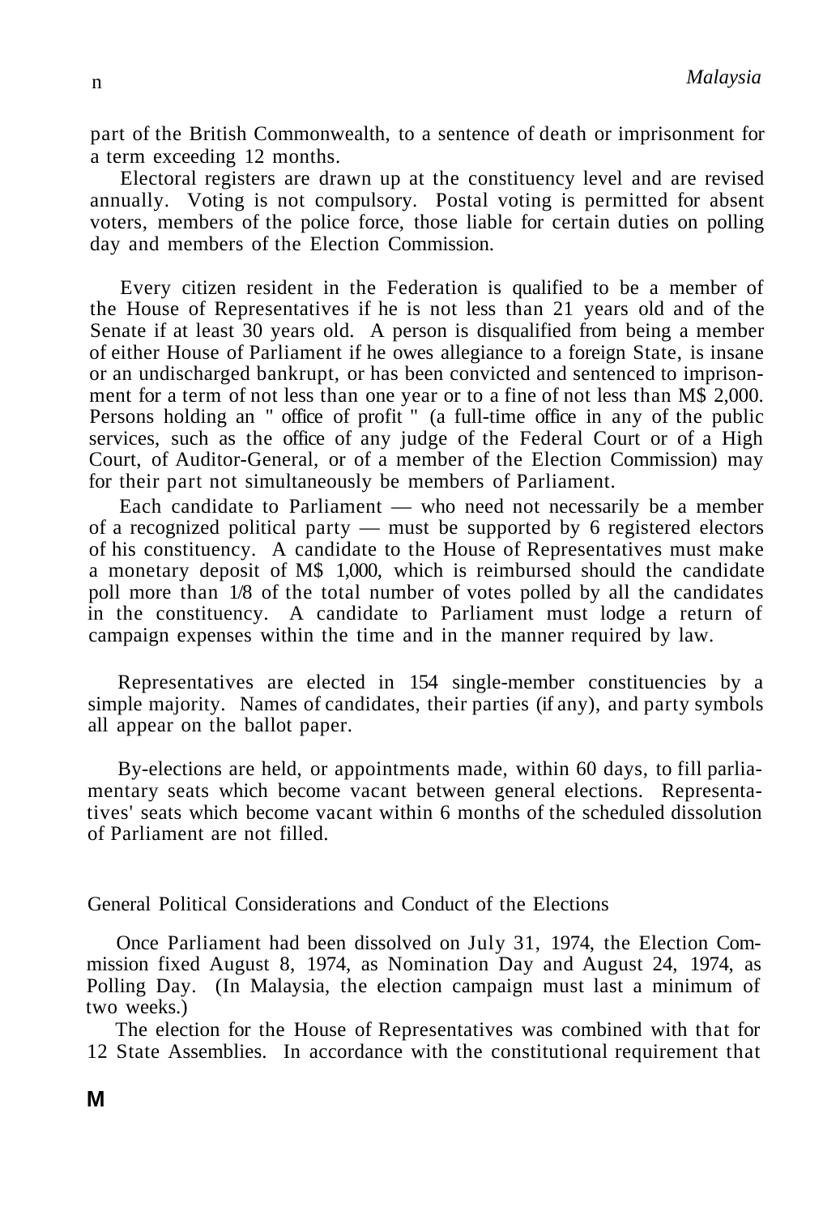part of the British Commonwealth, to a sentence of death or imprisonment for a term exceeding 12 months.

Electoral registers are drawn up at the constituency level and are revised annually. Voting is not compulsory. Postal voting is permitted for absent voters, members of the police force, those liable for certain duties on polling day and members of the Election Commission.

Every citizen resident in the Federation is qualified to be a member of the House of Representatives if he is not less than 21 years old and of the Senate if at least 30 years old. A person is disqualified from being a member of either House of Parliament if he owes allegiance to a foreign State, is insane or an undischarged bankrupt, or has been convicted and sentenced to imprisonment for a term of not less than one year or to a fine of not less than M$ 2,000. Persons holding an " office of profit " (a full-time office in any of the public services, such as the office of any judge of the Federal Court or of a High Court, of Auditor-General, or of a member of the Election Commission) may for their part not simultaneously be members of Parliament.

Each candidate to Parliament — who need not necessarily be a member of a recognized political party — must be supported by 6 registered electors of his constituency. A candidate to the House of Representatives must make a monetary deposit of M$ 1,000, which is reimbursed should the candidate poll more than 1/8 of the total number of votes polled by all the candidates in the constituency. A candidate to Parliament must lodge a return of campaign expenses within the time and in the manner required by law.

Representatives are elected in 154 single-member constituencies by a simple majority. Names of candidates, their parties (if any), and party symbols all appear on the ballot paper.

By-elections are held, or appointments made, within 60 days, to fill parliamentary seats which become vacant between general elections. Representatives' seats which become vacant within 6 months of the scheduled dissolution of Parliament are not filled.

## General Political Considerations and Conduct of the Elections

Once Parliament had been dissolved on July 31, 1974, the Election Commission fixed August 8, 1974, as Nomination Day and August 24, 1974, as Polling Day. (In Malaysia, the election campaign must last a minimum of two weeks.)

The election for the House of Representatives was combined with that for 12 State Assemblies. In accordance with the constitutional requirement that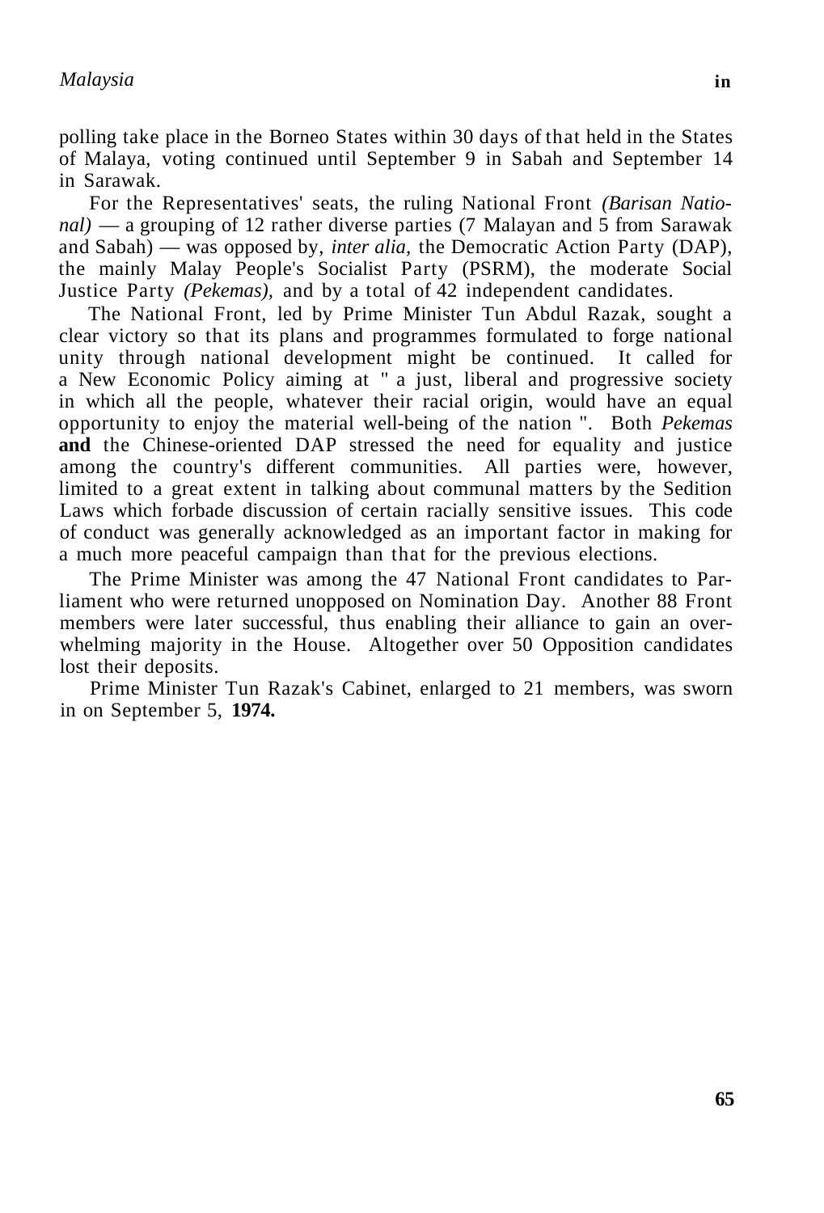polling take place in the Borneo States within 30 days of that held in the States of Malaya, voting continued until September 9 in Sabah and September 14 in Sarawak.

For the Representatives' seats, the ruling National Front *(Barisan National)* — a grouping of 12 rather diverse parties (7 Malayan and 5 from Sarawak and Sabah) — was opposed by, *inter alia,* the Democratic Action Party (DAP), the mainly Malay People's Socialist Party (PSRM), the moderate Social Justice Party *(Pekemas),* and by a total of 42 independent candidates.

The National Front, led by Prime Minister Tun Abdul Razak, sought a clear victory so that its plans and programmes formulated to forge national unity through national development might be continued. It called for a New Economic Policy aiming at " a just, liberal and progressive society in which all the people, whatever their racial origin, would have an equal opportunity to enjoy the material well-being of the nation ". Both *Pekemas* **and** the Chinese-oriented DAP stressed the need for equality and justice among the country's different communities. All parties were, however, limited to a great extent in talking about communal matters by the Sedition Laws which forbade discussion of certain racially sensitive issues. This code of conduct was generally acknowledged as an important factor in making for a much more peaceful campaign than that for the previous elections.

The Prime Minister was among the 47 National Front candidates to Parliament who were returned unopposed on Nomination Day. Another 88 Front members were later successful, thus enabling their alliance to gain an overwhelming majority in the House. Altogether over 50 Opposition candidates lost their deposits.

Prime Minister Tun Razak's Cabinet, enlarged to 21 members, was sworn in on September 5, **1974.**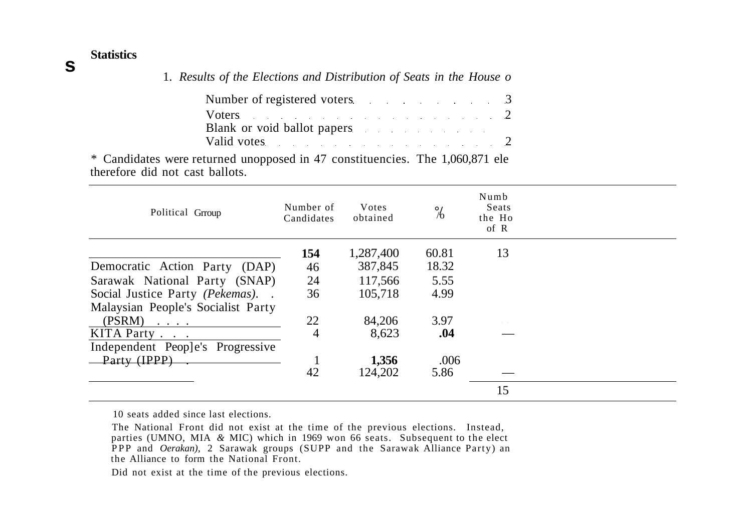**Statistics**

1. *Results of the Elections and Distribution of Seats in the House o*

Number of registered voters . . . . . . . . . . 3
Voters . . . . . . . . . . . . . . . . . 2
Blank or void ballot papers . . . . . . . . . .
Valid votes . . . . . . . . . . . . . . . . 2

* Candidates were returned unopposed in 47 constituencies. The 1,060,871 ele therefore did not cast ballots.

| Political Grroup | Number of Candidates | Votes obtained | % | Numb Seats the Ho of R |
|---|---|---|---|---|
| | **154** | 1,287,400 | 60.81 | 13 |
| Democratic Action Party (DAP) | 46 | 387,845 | 18.32 | |
| Sarawak National Party (SNAP) | 24 | 117,566 | 5.55 | |
| Social Justice Party *(Pekemas)*. . | 36 | 105,718 | 4.99 | |
| Malaysian People's Socialist Party (PSRM) . . . . | 22 | 84,206 | 3.97 | |
| KITA Party . . . | 4 | 8,623 | **.04** | — |
| Independent Peop]e's Progressive Party (IPPP) . | 1 | **1,356** | .006 | |
| | 42 | 124,202 | 5.86 | — |
| | | | | 15 |

10 seats added since last elections.

The National Front did not exist at the time of the previous elections. Instead, parties (UMNO, MIA & MIC) which in 1969 won 66 seats. Subsequent to the elect PPP and *Oerakan),* 2 Sarawak groups (SUPP and the Sarawak Alliance Party) an the Alliance to form the National Front.

Did not exist at the time of the previous elections.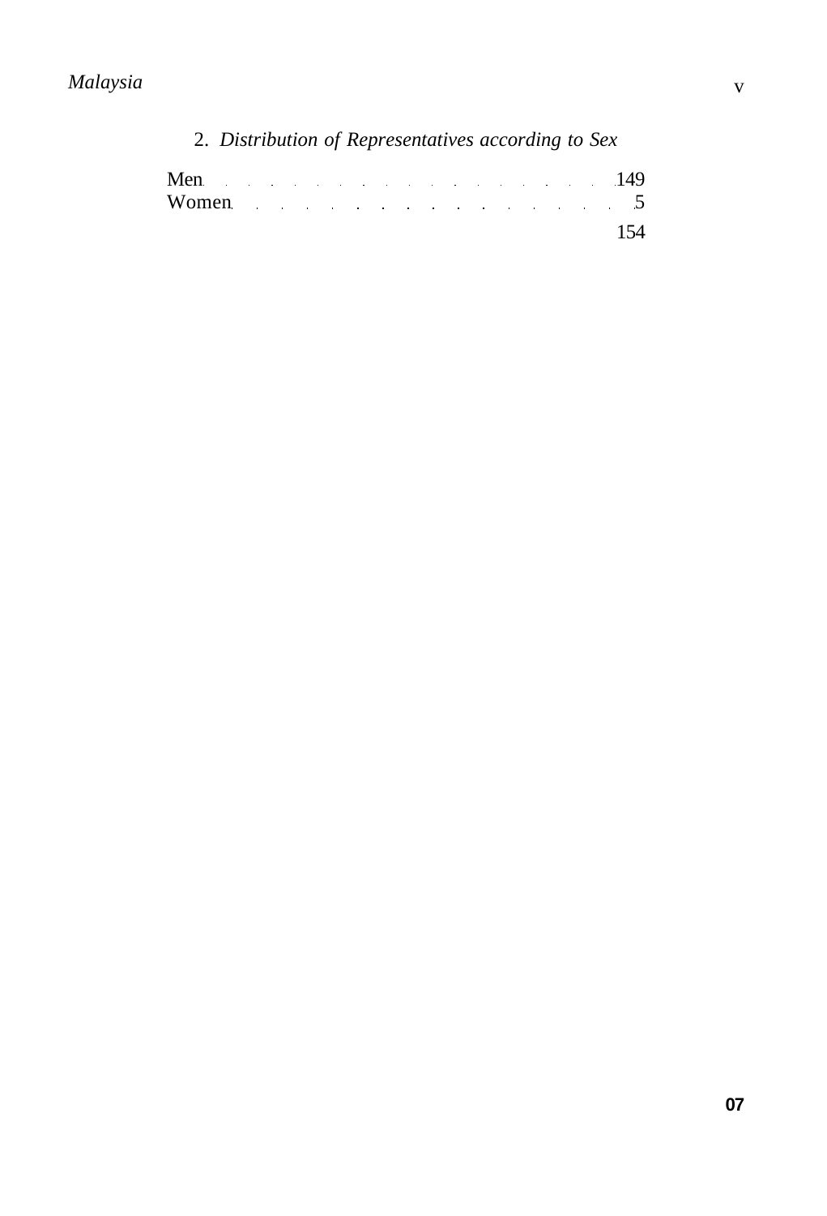## 2. *Distribution of Representatives according to Sex*

| | |
|---|---|
| Men | 149 |
| Women | 5 |
| | 154 |